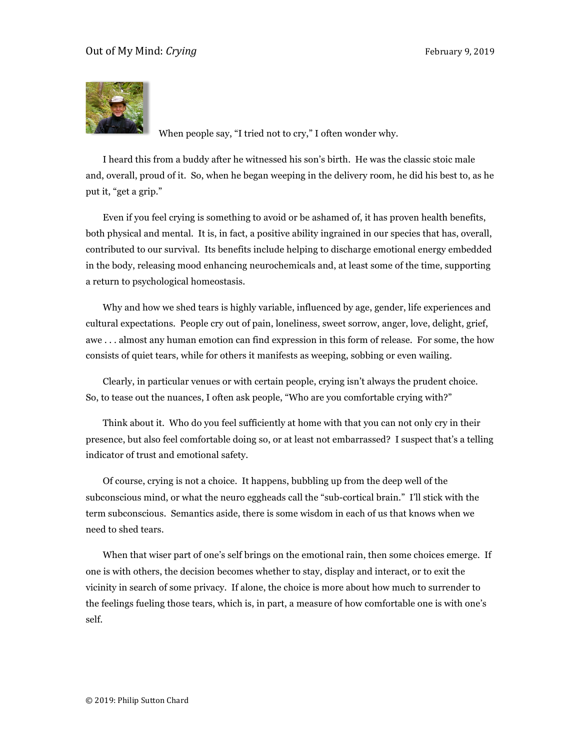# Out of My Mind: *Crying*

February 9, 2019

When people say, "I tried not to cry," I often wonder why.

I heard this from a buddy after he witnessed his son's birth. He was the classic stoic male and, overall, proud of it. So, when he began weeping in the delivery room, he did his best to, as he put it, "get a grip."

Even if you feel crying is something to avoid or be ashamed of, it has proven health benefits, both physical and mental. It is, in fact, a positive ability ingrained in our species that has, overall, contributed to our survival. Its benefits include helping to discharge emotional energy embedded in the body, releasing mood enhancing neurochemicals and, at least some of the time, supporting a return to psychological homeostasis.

Why and how we shed tears is highly variable, influenced by age, gender, life experiences and cultural expectations. People cry out of pain, loneliness, sweet sorrow, anger, love, delight, grief, awe . . . almost any human emotion can find expression in this form of release. For some, the how consists of quiet tears, while for others it manifests as weeping, sobbing or even wailing.

Clearly, in particular venues or with certain people, crying isn't always the prudent choice. So, to tease out the nuances, I often ask people, "Who are you comfortable crying with?"

Think about it. Who do you feel sufficiently at home with that you can not only cry in their presence, but also feel comfortable doing so, or at least not embarrassed? I suspect that's a telling indicator of trust and emotional safety.

Of course, crying is not a choice. It happens, bubbling up from the deep well of the subconscious mind, or what the neuro eggheads call the "sub-cortical brain." I'll stick with the term subconscious. Semantics aside, there is some wisdom in each of us that knows when we need to shed tears.

When that wiser part of one's self brings on the emotional rain, then some choices emerge. If one is with others, the decision becomes whether to stay, display and interact, or to exit the vicinity in search of some privacy. If alone, the choice is more about how much to surrender to the feelings fueling those tears, which is, in part, a measure of how comfortable one is with one's self.

© 2019: Philip Sutton Chard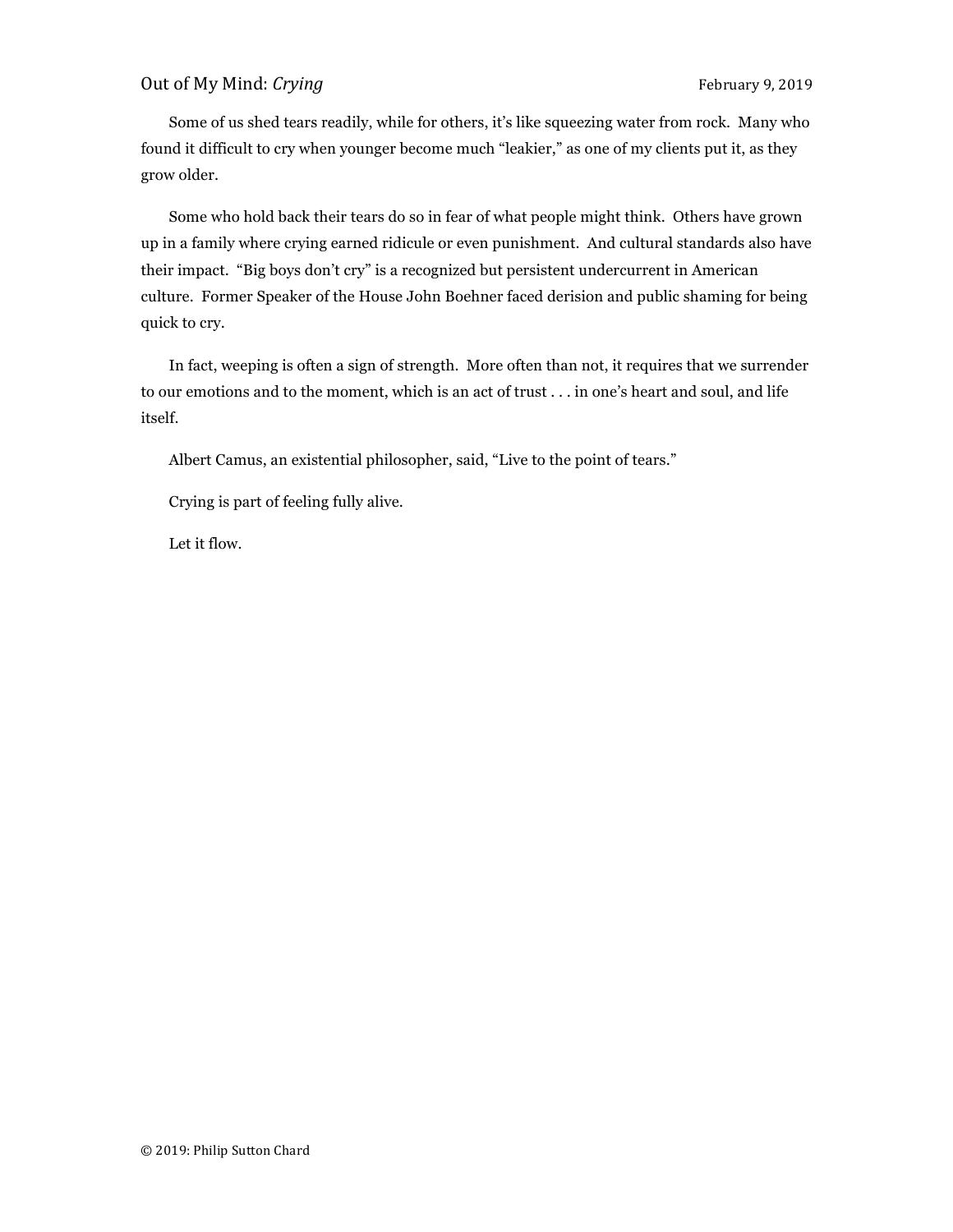Some of us shed tears readily, while for others, it's like squeezing water from rock. Many who found it difficult to cry when younger become much "leakier," as one of my clients put it, as they grow older.

Some who hold back their tears do so in fear of what people might think. Others have grown up in a family where crying earned ridicule or even punishment. And cultural standards also have their impact. "Big boys don't cry" is a recognized but persistent undercurrent in American culture. Former Speaker of the House John Boehner faced derision and public shaming for being quick to cry.

In fact, weeping is often a sign of strength. More often than not, it requires that we surrender to our emotions and to the moment, which is an act of trust . . . in one's heart and soul, and life itself.

Albert Camus, an existential philosopher, said, "Live to the point of tears."

Crying is part of feeling fully alive.

Let it flow.